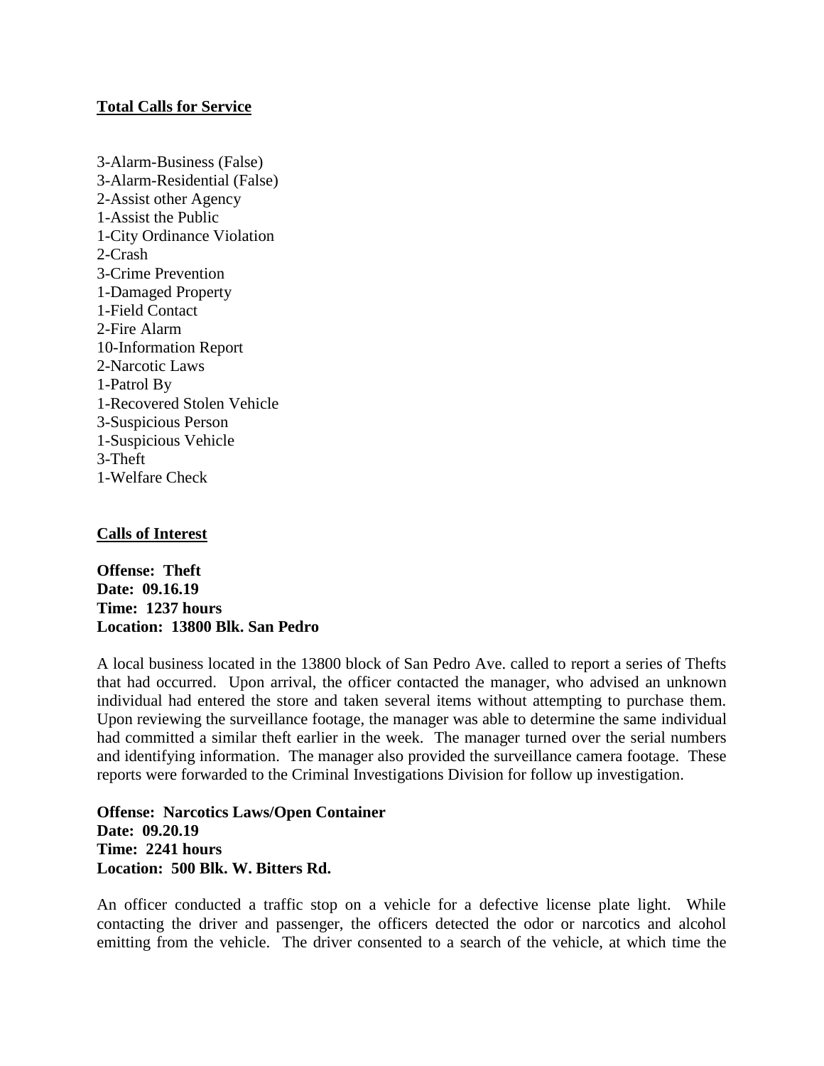**Total Calls for Service**

3-Alarm-Business (False)
3-Alarm-Residential (False)
2-Assist other Agency
1-Assist the Public
1-City Ordinance Violation
2-Crash
3-Crime Prevention
1-Damaged Property
1-Field Contact
2-Fire Alarm
10-Information Report
2-Narcotic Laws
1-Patrol By
1-Recovered Stolen Vehicle
3-Suspicious Person
1-Suspicious Vehicle
3-Theft
1-Welfare Check

**Calls of Interest**

**Offense: Theft**
**Date: 09.16.19**
**Time: 1237 hours**
**Location: 13800 Blk. San Pedro**

A local business located in the 13800 block of San Pedro Ave. called to report a series of Thefts that had occurred. Upon arrival, the officer contacted the manager, who advised an unknown individual had entered the store and taken several items without attempting to purchase them. Upon reviewing the surveillance footage, the manager was able to determine the same individual had committed a similar theft earlier in the week. The manager turned over the serial numbers and identifying information. The manager also provided the surveillance camera footage. These reports were forwarded to the Criminal Investigations Division for follow up investigation.

**Offense: Narcotics Laws/Open Container**
**Date: 09.20.19**
**Time: 2241 hours**
**Location: 500 Blk. W. Bitters Rd.**

An officer conducted a traffic stop on a vehicle for a defective license plate light. While contacting the driver and passenger, the officers detected the odor or narcotics and alcohol emitting from the vehicle. The driver consented to a search of the vehicle, at which time the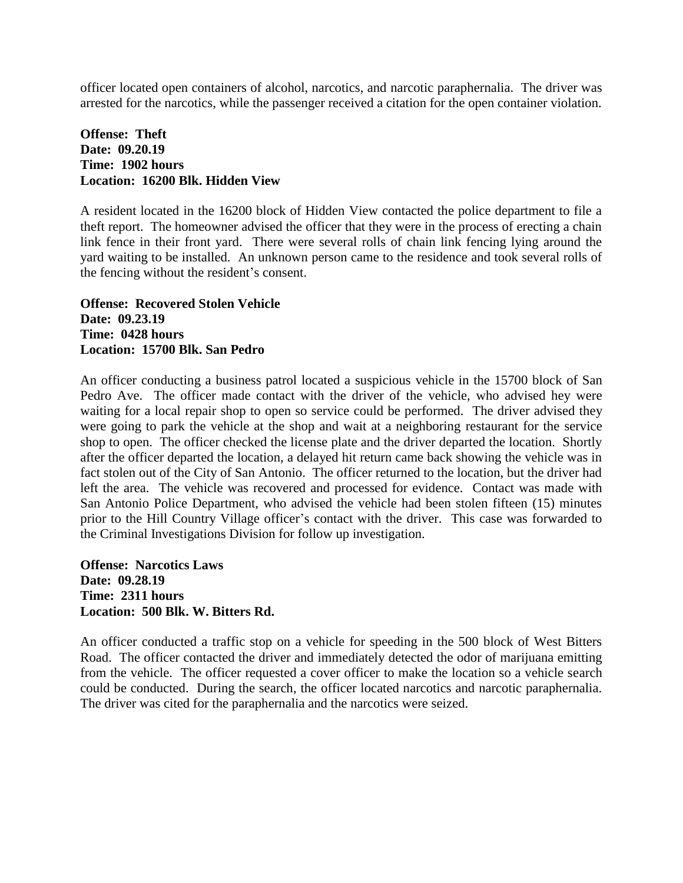officer located open containers of alcohol, narcotics, and narcotic paraphernalia. The driver was arrested for the narcotics, while the passenger received a citation for the open container violation.

**Offense: Theft**
**Date: 09.20.19**
**Time: 1902 hours**
**Location: 16200 Blk. Hidden View**

A resident located in the 16200 block of Hidden View contacted the police department to file a theft report. The homeowner advised the officer that they were in the process of erecting a chain link fence in their front yard. There were several rolls of chain link fencing lying around the yard waiting to be installed. An unknown person came to the residence and took several rolls of the fencing without the resident's consent.

**Offense: Recovered Stolen Vehicle**
**Date: 09.23.19**
**Time: 0428 hours**
**Location: 15700 Blk. San Pedro**

An officer conducting a business patrol located a suspicious vehicle in the 15700 block of San Pedro Ave. The officer made contact with the driver of the vehicle, who advised hey were waiting for a local repair shop to open so service could be performed. The driver advised they were going to park the vehicle at the shop and wait at a neighboring restaurant for the service shop to open. The officer checked the license plate and the driver departed the location. Shortly after the officer departed the location, a delayed hit return came back showing the vehicle was in fact stolen out of the City of San Antonio. The officer returned to the location, but the driver had left the area. The vehicle was recovered and processed for evidence. Contact was made with San Antonio Police Department, who advised the vehicle had been stolen fifteen (15) minutes prior to the Hill Country Village officer's contact with the driver. This case was forwarded to the Criminal Investigations Division for follow up investigation.

**Offense: Narcotics Laws**
**Date: 09.28.19**
**Time: 2311 hours**
**Location: 500 Blk. W. Bitters Rd.**

An officer conducted a traffic stop on a vehicle for speeding in the 500 block of West Bitters Road. The officer contacted the driver and immediately detected the odor of marijuana emitting from the vehicle. The officer requested a cover officer to make the location so a vehicle search could be conducted. During the search, the officer located narcotics and narcotic paraphernalia. The driver was cited for the paraphernalia and the narcotics were seized.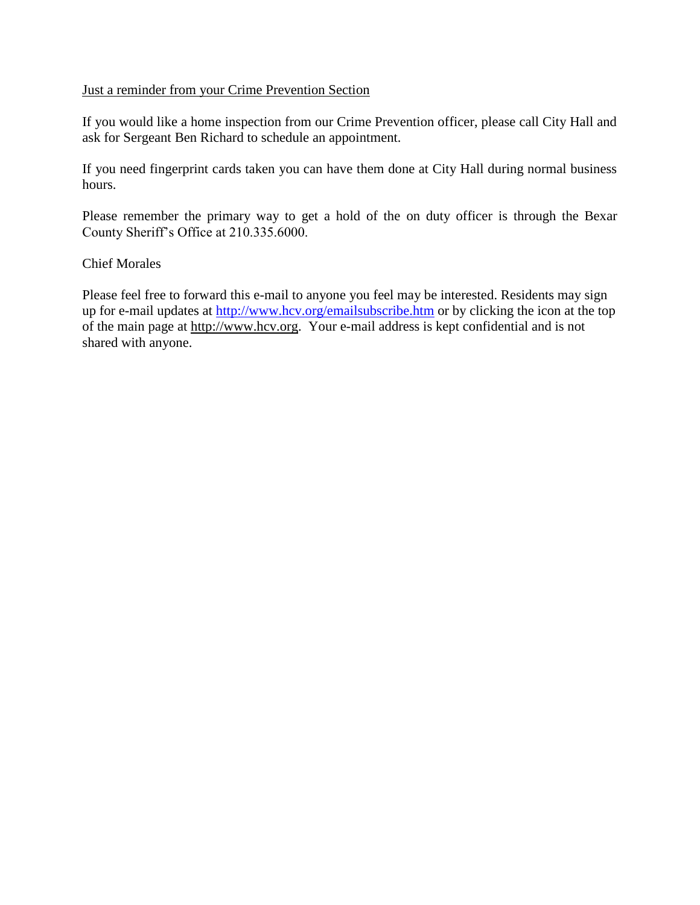Just a reminder from your Crime Prevention Section

If you would like a home inspection from our Crime Prevention officer, please call City Hall and ask for Sergeant Ben Richard to schedule an appointment.

If you need fingerprint cards taken you can have them done at City Hall during normal business hours.

Please remember the primary way to get a hold of the on duty officer is through the Bexar County Sheriff's Office at 210.335.6000.

Chief Morales

Please feel free to forward this e-mail to anyone you feel may be interested. Residents may sign up for e-mail updates at http://www.hcv.org/emailsubscribe.htm or by clicking the icon at the top of the main page at http://www.hcv.org. Your e-mail address is kept confidential and is not shared with anyone.